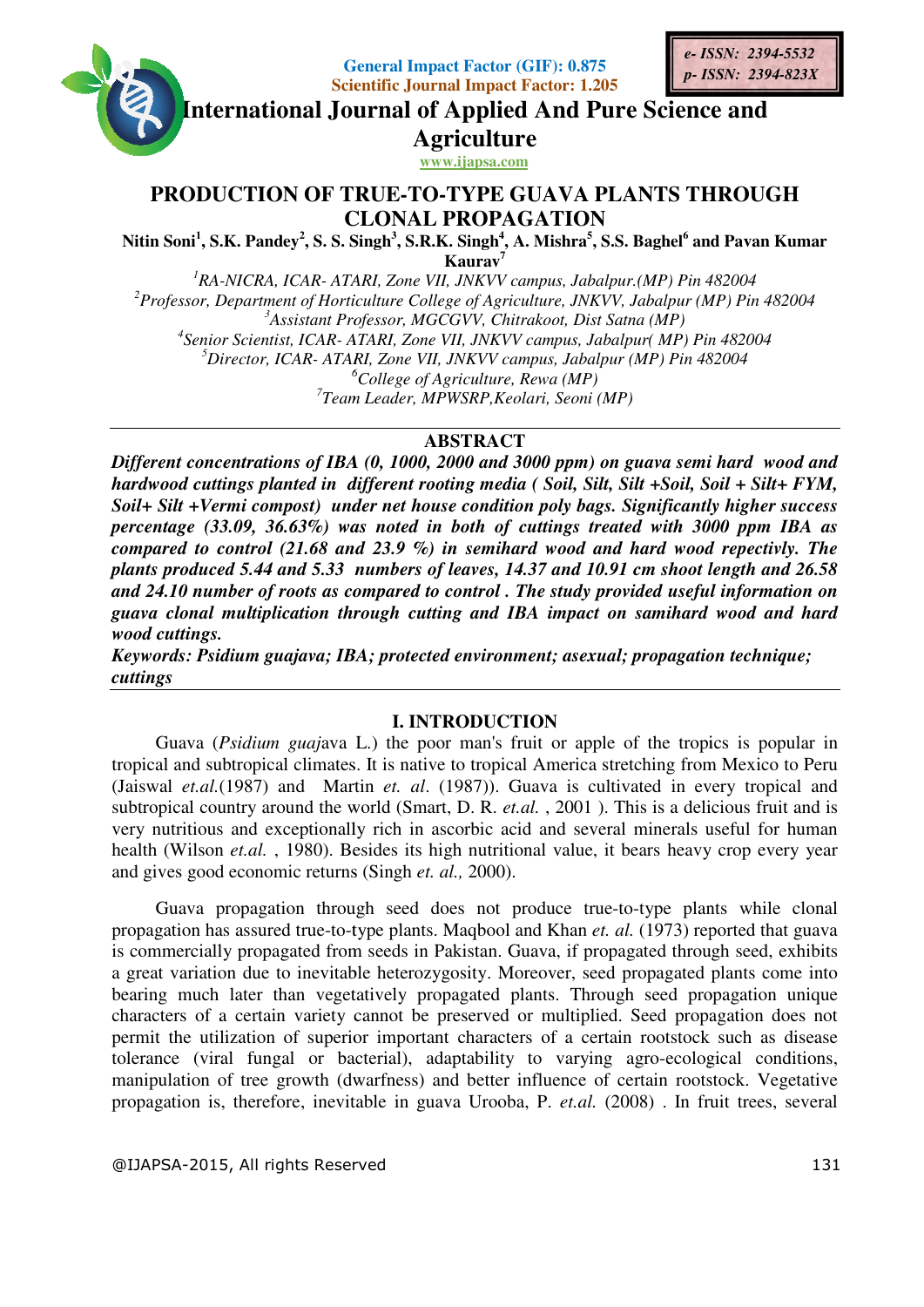General Impact Factor (GIF): 0.875
Scientific Journal Impact Factor: 1.205

e- ISSN: 2394-5532
p- ISSN: 2394-823X

International Journal of Applied And Pure Science and Agriculture

www.ijapsa.com

# PRODUCTION OF TRUE-TO-TYPE GUAVA PLANTS THROUGH CLONAL PROPAGATION

**Nitin Soni[1], S.K. Pandey[2], S. S. Singh[3], S.R.K. Singh[4], A. Mishra[5], S.S. Baghel[6] and Pavan Kumar Kaurav[7]**

*[1]RA-NICRA, ICAR- ATARI, Zone VII, JNKVV campus, Jabalpur.(MP) Pin 482004*
*[2]Professor, Department of Horticulture College of Agriculture, JNKVV, Jabalpur (MP) Pin 482004*
*[3]Assistant Professor, MGCGVV, Chitrakoot, Dist Satna (MP)*
*[4]Senior Scientist, ICAR- ATARI, Zone VII, JNKVV campus, Jabalpur( MP) Pin 482004*
*[5]Director, ICAR- ATARI, Zone VII, JNKVV campus, Jabalpur (MP) Pin 482004*
*[6]College of Agriculture, Rewa (MP)*
*[7]Team Leader, MPWSRP,Keolari, Seoni (MP)*

## ABSTRACT

***Different concentrations of IBA (0, 1000, 2000 and 3000 ppm) on guava semi hard wood and hardwood cuttings planted in different rooting media ( Soil, Silt, Silt +Soil, Soil + Silt+ FYM, Soil+ Silt +Vermi compost) under net house condition poly bags. Significantly higher success percentage (33.09, 36.63%) was noted in both of cuttings treated with 3000 ppm IBA as compared to control (21.68 and 23.9 %) in semihard wood and hard wood repectivly. The plants produced 5.44 and 5.33 numbers of leaves, 14.37 and 10.91 cm shoot length and 26.58 and 24.10 number of roots as compared to control . The study provided useful information on guava clonal multiplication through cutting and IBA impact on samihard wood and hard wood cuttings.***

***Keywords: Psidium guajava; IBA; protected environment; asexual; propagation technique; cuttings***

## I. INTRODUCTION

Guava (*Psidium guaj*ava L.) the poor man's fruit or apple of the tropics is popular in tropical and subtropical climates. It is native to tropical America stretching from Mexico to Peru (Jaiswal *et.al.*(1987) and Martin *et. al*. (1987)). Guava is cultivated in every tropical and subtropical country around the world (Smart, D. R. *et.al.* , 2001 ). This is a delicious fruit and is very nutritious and exceptionally rich in ascorbic acid and several minerals useful for human health (Wilson *et.al.* , 1980). Besides its high nutritional value, it bears heavy crop every year and gives good economic returns (Singh *et. al.,* 2000).

Guava propagation through seed does not produce true-to-type plants while clonal propagation has assured true-to-type plants. Maqbool and Khan *et. al.* (1973) reported that guava is commercially propagated from seeds in Pakistan. Guava, if propagated through seed, exhibits a great variation due to inevitable heterozygosity. Moreover, seed propagated plants come into bearing much later than vegetatively propagated plants. Through seed propagation unique characters of a certain variety cannot be preserved or multiplied. Seed propagation does not permit the utilization of superior important characters of a certain rootstock such as disease tolerance (viral fungal or bacterial), adaptability to varying agro-ecological conditions, manipulation of tree growth (dwarfness) and better influence of certain rootstock. Vegetative propagation is, therefore, inevitable in guava Urooba, P. *et.al.* (2008) . In fruit trees, several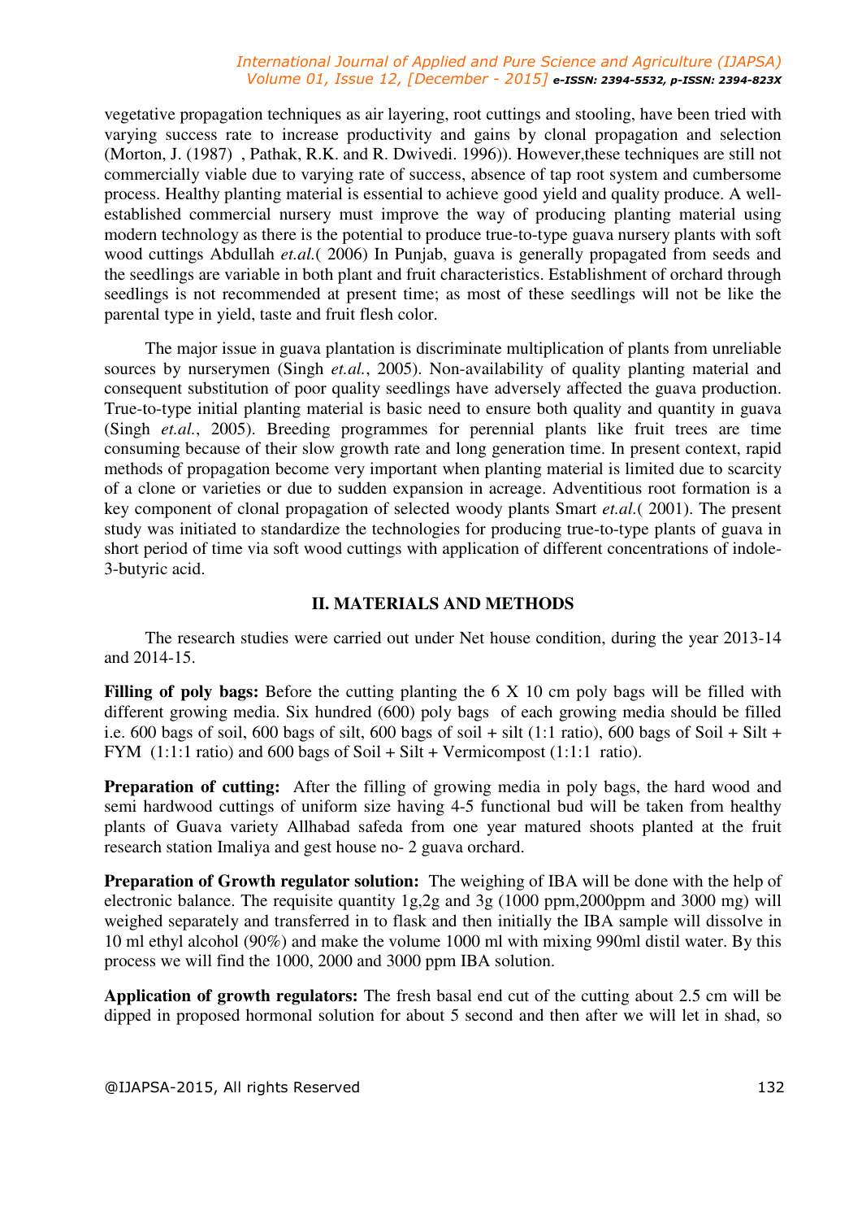vegetative propagation techniques as air layering, root cuttings and stooling, have been tried with varying success rate to increase productivity and gains by clonal propagation and selection (Morton, J. (1987) , Pathak, R.K. and R. Dwivedi. 1996)). However,these techniques are still not commercially viable due to varying rate of success, absence of tap root system and cumbersome process. Healthy planting material is essential to achieve good yield and quality produce. A well-established commercial nursery must improve the way of producing planting material using modern technology as there is the potential to produce true-to-type guava nursery plants with soft wood cuttings Abdullah *et.al.*( 2006) In Punjab, guava is generally propagated from seeds and the seedlings are variable in both plant and fruit characteristics. Establishment of orchard through seedlings is not recommended at present time; as most of these seedlings will not be like the parental type in yield, taste and fruit flesh color.

The major issue in guava plantation is discriminate multiplication of plants from unreliable sources by nurserymen (Singh *et.al.*, 2005). Non-availability of quality planting material and consequent substitution of poor quality seedlings have adversely affected the guava production. True-to-type initial planting material is basic need to ensure both quality and quantity in guava (Singh *et.al.*, 2005). Breeding programmes for perennial plants like fruit trees are time consuming because of their slow growth rate and long generation time. In present context, rapid methods of propagation become very important when planting material is limited due to scarcity of a clone or varieties or due to sudden expansion in acreage. Adventitious root formation is a key component of clonal propagation of selected woody plants Smart *et.al.*( 2001). The present study was initiated to standardize the technologies for producing true-to-type plants of guava in short period of time via soft wood cuttings with application of different concentrations of indole-3-butyric acid.

## II. MATERIALS AND METHODS

The research studies were carried out under Net house condition, during the year 2013-14 and 2014-15.

**Filling of poly bags:** Before the cutting planting the 6 X 10 cm poly bags will be filled with different growing media. Six hundred (600) poly bags of each growing media should be filled i.e. 600 bags of soil, 600 bags of silt, 600 bags of soil + silt (1:1 ratio), 600 bags of Soil + Silt + FYM (1:1:1 ratio) and 600 bags of Soil + Silt + Vermicompost (1:1:1 ratio).

**Preparation of cutting:** After the filling of growing media in poly bags, the hard wood and semi hardwood cuttings of uniform size having 4-5 functional bud will be taken from healthy plants of Guava variety Allhabad safeda from one year matured shoots planted at the fruit research station Imaliya and gest house no- 2 guava orchard.

**Preparation of Growth regulator solution:** The weighing of IBA will be done with the help of electronic balance. The requisite quantity 1g,2g and 3g (1000 ppm,2000ppm and 3000 mg) will weighed separately and transferred in to flask and then initially the IBA sample will dissolve in 10 ml ethyl alcohol (90%) and make the volume 1000 ml with mixing 990ml distil water. By this process we will find the 1000, 2000 and 3000 ppm IBA solution.

**Application of growth regulators:** The fresh basal end cut of the cutting about 2.5 cm will be dipped in proposed hormonal solution for about 5 second and then after we will let in shad, so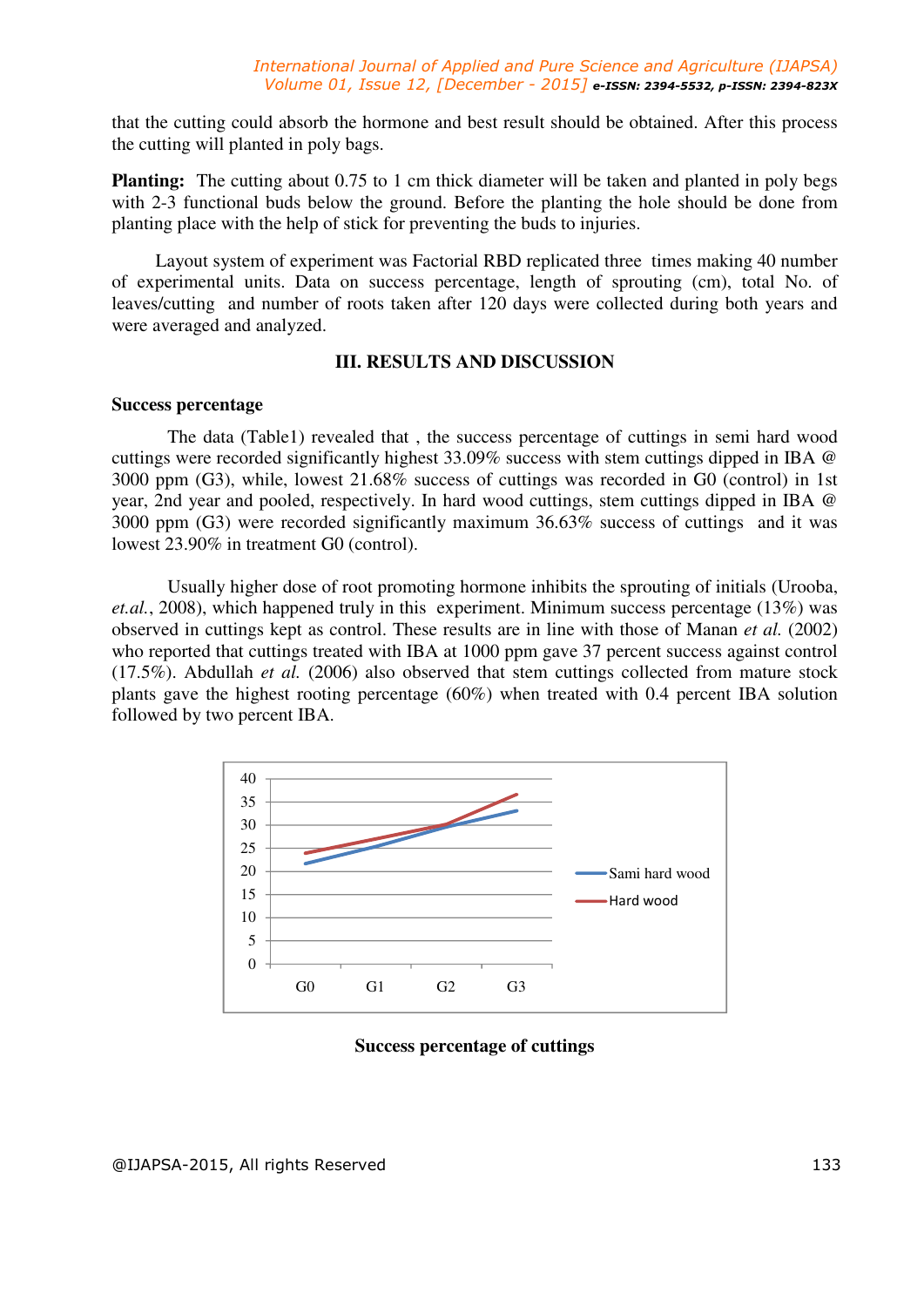that the cutting could absorb the hormone and best result should be obtained. After this process the cutting will planted in poly bags.

**Planting:** The cutting about 0.75 to 1 cm thick diameter will be taken and planted in poly begs with 2-3 functional buds below the ground. Before the planting the hole should be done from planting place with the help of stick for preventing the buds to injuries.

Layout system of experiment was Factorial RBD replicated three times making 40 number of experimental units. Data on success percentage, length of sprouting (cm), total No. of leaves/cutting and number of roots taken after 120 days were collected during both years and were averaged and analyzed.

## III. RESULTS AND DISCUSSION

### Success percentage

The data (Table1) revealed that , the success percentage of cuttings in semi hard wood cuttings were recorded significantly highest 33.09% success with stem cuttings dipped in IBA @ 3000 ppm (G3), while, lowest 21.68% success of cuttings was recorded in G0 (control) in 1st year, 2nd year and pooled, respectively. In hard wood cuttings, stem cuttings dipped in IBA @ 3000 ppm (G3) were recorded significantly maximum 36.63% success of cuttings and it was lowest 23.90% in treatment G0 (control).

Usually higher dose of root promoting hormone inhibits the sprouting of initials (Urooba, *et.al.*, 2008), which happened truly in this experiment. Minimum success percentage (13%) was observed in cuttings kept as control. These results are in line with those of Manan *et al.* (2002) who reported that cuttings treated with IBA at 1000 ppm gave 37 percent success against control (17.5%). Abdullah *et al.* (2006) also observed that stem cuttings collected from mature stock plants gave the highest rooting percentage (60%) when treated with 0.4 percent IBA solution followed by two percent IBA.

**Success percentage of cuttings**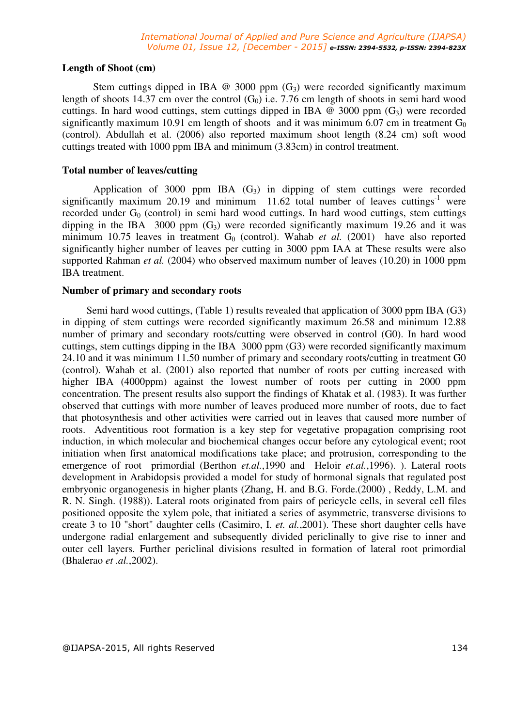**Length of Shoot (cm)**

Stem cuttings dipped in IBA @ 3000 ppm ($G_3$) were recorded significantly maximum length of shoots 14.37 cm over the control ($G_0$) i.e. 7.76 cm length of shoots in semi hard wood cuttings. In hard wood cuttings, stem cuttings dipped in IBA @ 3000 ppm ($G_3$) were recorded significantly maximum 10.91 cm length of shoots and it was minimum 6.07 cm in treatment $G_0$ (control). Abdullah et al. (2006) also reported maximum shoot length (8.24 cm) soft wood cuttings treated with 1000 ppm IBA and minimum (3.83cm) in control treatment.

**Total number of leaves/cutting**

Application of 3000 ppm IBA ($G_3$) in dipping of stem cuttings were recorded significantly maximum 20.19 and minimum 11.62 total number of leaves cuttings$^{-1}$ were recorded under $G_0$ (control) in semi hard wood cuttings. In hard wood cuttings, stem cuttings dipping in the IBA 3000 ppm ($G_3$) were recorded significantly maximum 19.26 and it was minimum 10.75 leaves in treatment $G_0$ (control). Wahab *et al.* (2001) have also reported significantly higher number of leaves per cutting in 3000 ppm IAA at These results were also supported Rahman *et al.* (2004) who observed maximum number of leaves (10.20) in 1000 ppm IBA treatment.

**Number of primary and secondary roots**

Semi hard wood cuttings, (Table 1) results revealed that application of 3000 ppm IBA (G3) in dipping of stem cuttings were recorded significantly maximum 26.58 and minimum 12.88 number of primary and secondary roots/cutting were observed in control (G0). In hard wood cuttings, stem cuttings dipping in the IBA 3000 ppm (G3) were recorded significantly maximum 24.10 and it was minimum 11.50 number of primary and secondary roots/cutting in treatment G0 (control). Wahab et al. (2001) also reported that number of roots per cutting increased with higher IBA (4000ppm) against the lowest number of roots per cutting in 2000 ppm concentration. The present results also support the findings of Khatak et al. (1983). It was further observed that cuttings with more number of leaves produced more number of roots, due to fact that photosynthesis and other activities were carried out in leaves that caused more number of roots. Adventitious root formation is a key step for vegetative propagation comprising root induction, in which molecular and biochemical changes occur before any cytological event; root initiation when first anatomical modifications take place; and protrusion, corresponding to the emergence of root primordial (Berthon *et.al.*,1990 and Heloir *et.al.*,1996). ). Lateral roots development in Arabidopsis provided a model for study of hormonal signals that regulated post embryonic organogenesis in higher plants (Zhang, H. and B.G. Forde.(2000) , Reddy, L.M. and R. N. Singh. (1988)). Lateral roots originated from pairs of pericycle cells, in several cell files positioned opposite the xylem pole, that initiated a series of asymmetric, transverse divisions to create 3 to 10 "short" daughter cells (Casimiro, I. *et. al.*,2001). These short daughter cells have undergone radial enlargement and subsequently divided periclinally to give rise to inner and outer cell layers. Further periclinal divisions resulted in formation of lateral root primordial (Bhalerao *et .al.*,2002).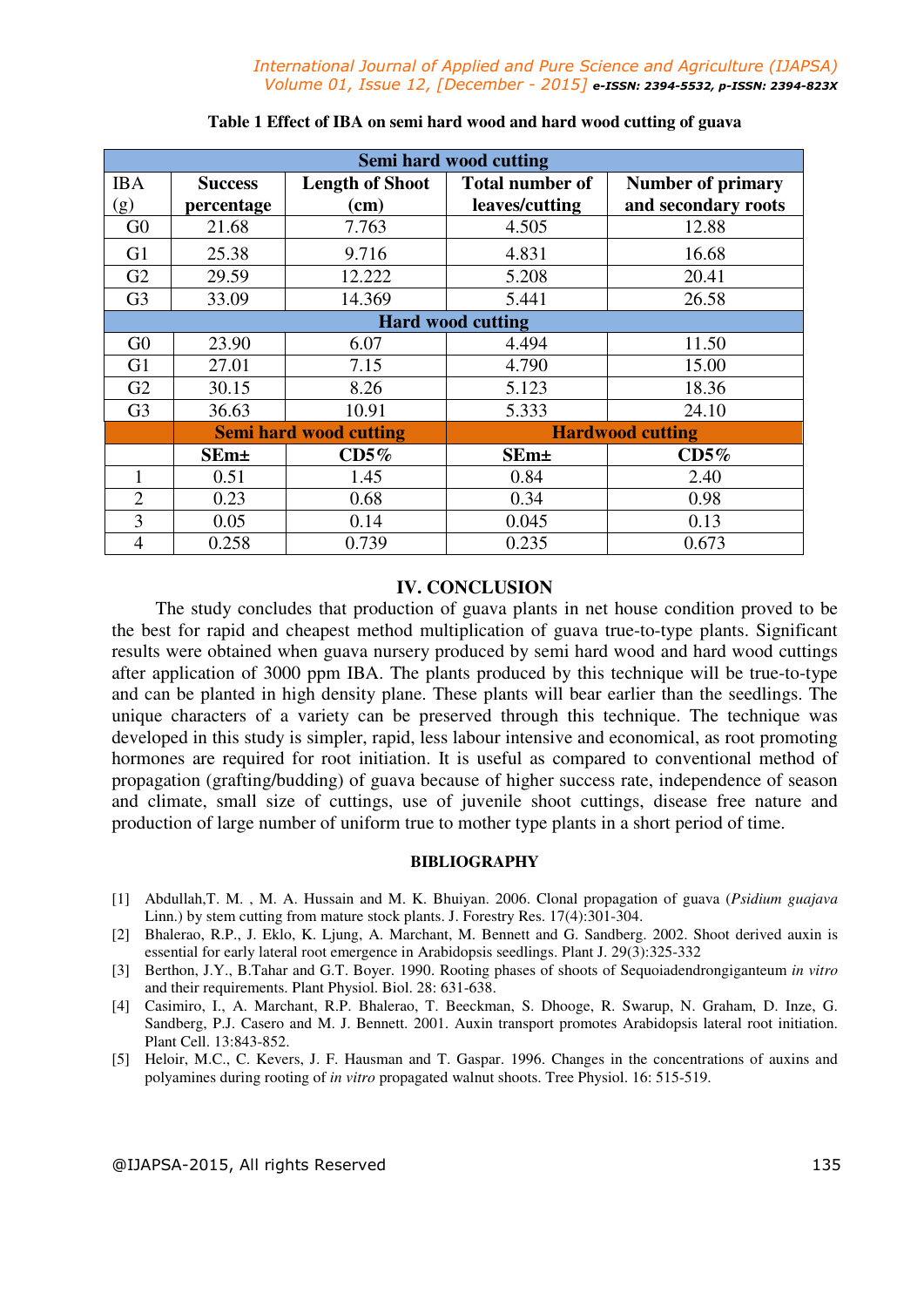**Table 1 Effect of IBA on semi hard wood and hard wood cutting of guava**

| IBA (g) | Success percentage | Length of Shoot (cm) | Total number of leaves/cutting | Number of primary and secondary roots |
|---|---|---|---|---|
| **Semi hard wood cutting** | | | | |
| G0 | 21.68 | 7.763 | 4.505 | 12.88 |
| G1 | 25.38 | 9.716 | 4.831 | 16.68 |
| G2 | 29.59 | 12.222 | 5.208 | 20.41 |
| G3 | 33.09 | 14.369 | 5.441 | 26.58 |
| **Hard wood cutting** | | | | |
| G0 | 23.90 | 6.07 | 4.494 | 11.50 |
| G1 | 27.01 | 7.15 | 4.790 | 15.00 |
| G2 | 30.15 | 8.26 | 5.123 | 18.36 |
| G3 | 36.63 | 10.91 | 5.333 | 24.10 |
| | **Semi hard wood cutting** | | **Hardwood cutting** | |
| | **SEm±** | **CD5%** | **SEm±** | **CD5%** |
| 1 | 0.51 | 1.45 | 0.84 | 2.40 |
| 2 | 0.23 | 0.68 | 0.34 | 0.98 |
| 3 | 0.05 | 0.14 | 0.045 | 0.13 |
| 4 | 0.258 | 0.739 | 0.235 | 0.673 |

## IV. CONCLUSION

The study concludes that production of guava plants in net house condition proved to be the best for rapid and cheapest method multiplication of guava true-to-type plants. Significant results were obtained when guava nursery produced by semi hard wood and hard wood cuttings after application of 3000 ppm IBA. The plants produced by this technique will be true-to-type and can be planted in high density plane. These plants will bear earlier than the seedlings. The unique characters of a variety can be preserved through this technique. The technique was developed in this study is simpler, rapid, less labour intensive and economical, as root promoting hormones are required for root initiation. It is useful as compared to conventional method of propagation (grafting/budding) of guava because of higher success rate, independence of season and climate, small size of cuttings, use of juvenile shoot cuttings, disease free nature and production of large number of uniform true to mother type plants in a short period of time.

## BIBLIOGRAPHY

[1] Abdullah,T. M. , M. A. Hussain and M. K. Bhuiyan. 2006. Clonal propagation of guava (*Psidium guajava* Linn.) by stem cutting from mature stock plants. J. Forestry Res. 17(4):301-304.

[2] Bhalerao, R.P., J. Eklo, K. Ljung, A. Marchant, M. Bennett and G. Sandberg. 2002. Shoot derived auxin is essential for early lateral root emergence in Arabidopsis seedlings. Plant J. 29(3):325-332

[3] Berthon, J.Y., B.Tahar and G.T. Boyer. 1990. Rooting phases of shoots of Sequoiadendrongiganteum *in vitro* and their requirements. Plant Physiol. Biol. 28: 631-638.

[4] Casimiro, I., A. Marchant, R.P. Bhalerao, T. Beeckman, S. Dhooge, R. Swarup, N. Graham, D. Inze, G. Sandberg, P.J. Casero and M. J. Bennett. 2001. Auxin transport promotes Arabidopsis lateral root initiation. Plant Cell. 13:843-852.

[5] Heloir, M.C., C. Kevers, J. F. Hausman and T. Gaspar. 1996. Changes in the concentrations of auxins and polyamines during rooting of *in vitro* propagated walnut shoots. Tree Physiol. 16: 515-519.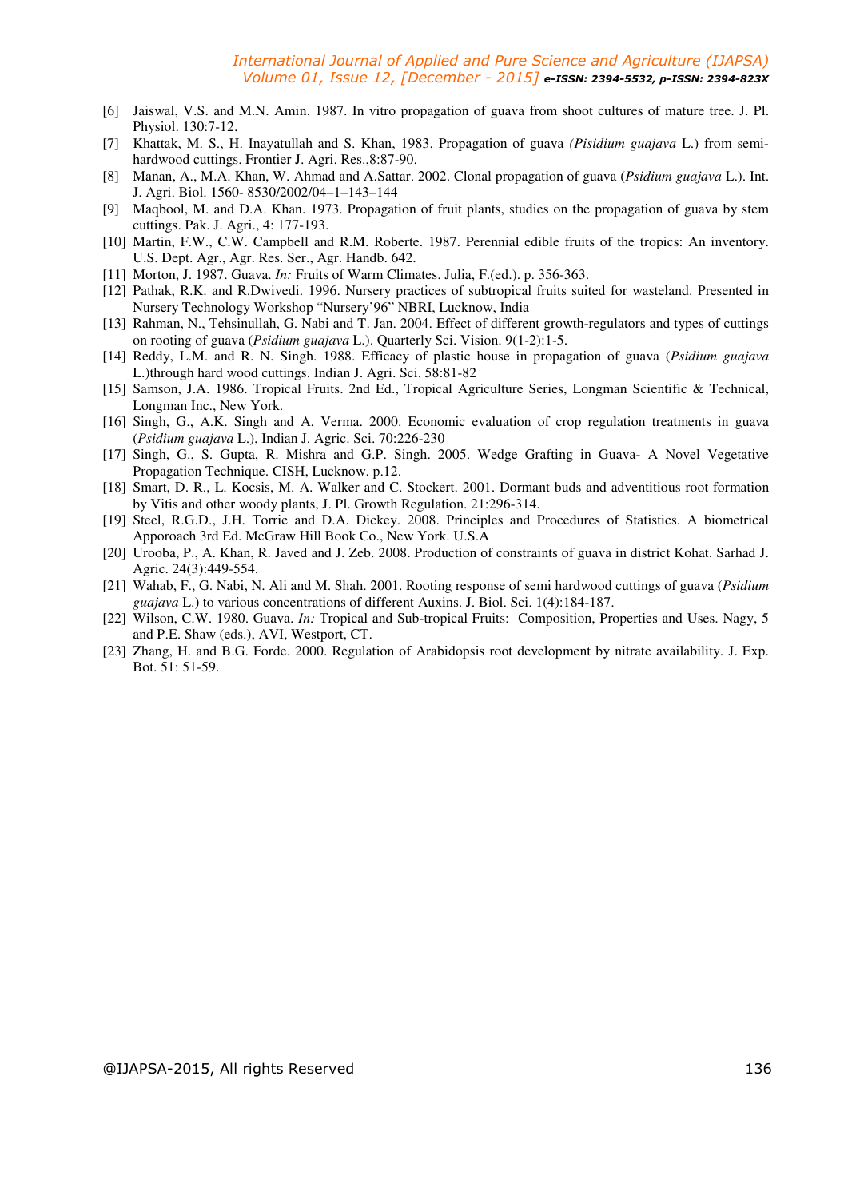[6] Jaiswal, V.S. and M.N. Amin. 1987. In vitro propagation of guava from shoot cultures of mature tree. J. Pl. Physiol. 130:7-12.

[7] Khattak, M. S., H. Inayatullah and S. Khan, 1983. Propagation of guava *(Pisidium guajava* L.) from semi-hardwood cuttings. Frontier J. Agri. Res.,8:87-90.

[8] Manan, A., M.A. Khan, W. Ahmad and A.Sattar. 2002. Clonal propagation of guava (*Psidium guajava* L.). Int. J. Agri. Biol. 1560- 8530/2002/04–1–143–144

[9] Maqbool, M. and D.A. Khan. 1973. Propagation of fruit plants, studies on the propagation of guava by stem cuttings. Pak. J. Agri., 4: 177-193.

[10] Martin, F.W., C.W. Campbell and R.M. Roberte. 1987. Perennial edible fruits of the tropics: An inventory. U.S. Dept. Agr., Agr. Res. Ser., Agr. Handb. 642.

[11] Morton, J. 1987. Guava. *In:* Fruits of Warm Climates. Julia, F.(ed.). p. 356-363.

[12] Pathak, R.K. and R.Dwivedi. 1996. Nursery practices of subtropical fruits suited for wasteland. Presented in Nursery Technology Workshop "Nursery'96" NBRI, Lucknow, India

[13] Rahman, N., Tehsinullah, G. Nabi and T. Jan. 2004. Effect of different growth-regulators and types of cuttings on rooting of guava (*Psidium guajava* L.). Quarterly Sci. Vision. 9(1-2):1-5.

[14] Reddy, L.M. and R. N. Singh. 1988. Efficacy of plastic house in propagation of guava (*Psidium guajava* L.)through hard wood cuttings. Indian J. Agri. Sci. 58:81-82

[15] Samson, J.A. 1986. Tropical Fruits. 2nd Ed., Tropical Agriculture Series, Longman Scientific & Technical, Longman Inc., New York.

[16] Singh, G., A.K. Singh and A. Verma. 2000. Economic evaluation of crop regulation treatments in guava (*Psidium guajava* L.), Indian J. Agric. Sci. 70:226-230

[17] Singh, G., S. Gupta, R. Mishra and G.P. Singh. 2005. Wedge Grafting in Guava- A Novel Vegetative Propagation Technique. CISH, Lucknow. p.12.

[18] Smart, D. R., L. Kocsis, M. A. Walker and C. Stockert. 2001. Dormant buds and adventitious root formation by Vitis and other woody plants, J. Pl. Growth Regulation. 21:296-314.

[19] Steel, R.G.D., J.H. Torrie and D.A. Dickey. 2008. Principles and Procedures of Statistics. A biometrical Apporoach 3rd Ed. McGraw Hill Book Co., New York. U.S.A

[20] Urooba, P., A. Khan, R. Javed and J. Zeb. 2008. Production of constraints of guava in district Kohat. Sarhad J. Agric. 24(3):449-554.

[21] Wahab, F., G. Nabi, N. Ali and M. Shah. 2001. Rooting response of semi hardwood cuttings of guava (*Psidium guajava* L.) to various concentrations of different Auxins. J. Biol. Sci. 1(4):184-187.

[22] Wilson, C.W. 1980. Guava. *In:* Tropical and Sub-tropical Fruits: Composition, Properties and Uses. Nagy, 5 and P.E. Shaw (eds.), AVI, Westport, CT.

[23] Zhang, H. and B.G. Forde. 2000. Regulation of Arabidopsis root development by nitrate availability. J. Exp. Bot. 51: 51-59.